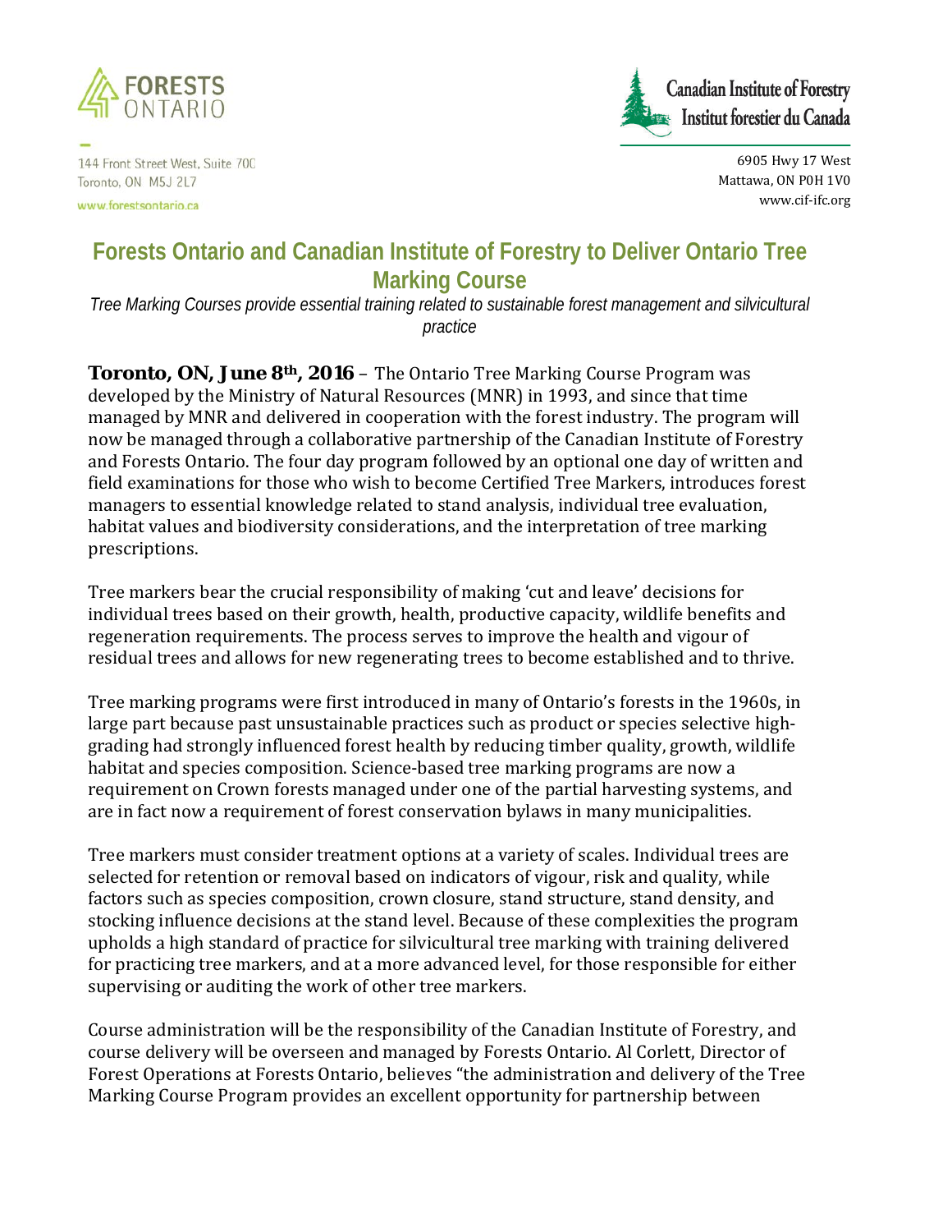FORESTS ONTARIO

144 Front Street West, Suite 700
Toronto, ON M5J 2L7
www.forestsontario.ca

Canadian Institute of Forestry
Institut forestier du Canada

6905 Hwy 17 West
Mattawa, ON P0H 1V0
www.cif-ifc.org

# Forests Ontario and Canadian Institute of Forestry to Deliver Ontario Tree Marking Course

*Tree Marking Courses provide essential training related to sustainable forest management and silvicultural practice*

**Toronto, ON, June 8th, 2016** – The Ontario Tree Marking Course Program was developed by the Ministry of Natural Resources (MNR) in 1993, and since that time managed by MNR and delivered in cooperation with the forest industry. The program will now be managed through a collaborative partnership of the Canadian Institute of Forestry and Forests Ontario. The four day program followed by an optional one day of written and field examinations for those who wish to become Certified Tree Markers, introduces forest managers to essential knowledge related to stand analysis, individual tree evaluation, habitat values and biodiversity considerations, and the interpretation of tree marking prescriptions.

Tree markers bear the crucial responsibility of making 'cut and leave' decisions for individual trees based on their growth, health, productive capacity, wildlife benefits and regeneration requirements. The process serves to improve the health and vigour of residual trees and allows for new regenerating trees to become established and to thrive.

Tree marking programs were first introduced in many of Ontario's forests in the 1960s, in large part because past unsustainable practices such as product or species selective high-grading had strongly influenced forest health by reducing timber quality, growth, wildlife habitat and species composition. Science-based tree marking programs are now a requirement on Crown forests managed under one of the partial harvesting systems, and are in fact now a requirement of forest conservation bylaws in many municipalities.

Tree markers must consider treatment options at a variety of scales. Individual trees are selected for retention or removal based on indicators of vigour, risk and quality, while factors such as species composition, crown closure, stand structure, stand density, and stocking influence decisions at the stand level. Because of these complexities the program upholds a high standard of practice for silvicultural tree marking with training delivered for practicing tree markers, and at a more advanced level, for those responsible for either supervising or auditing the work of other tree markers.

Course administration will be the responsibility of the Canadian Institute of Forestry, and course delivery will be overseen and managed by Forests Ontario. Al Corlett, Director of Forest Operations at Forests Ontario, believes "the administration and delivery of the Tree Marking Course Program provides an excellent opportunity for partnership between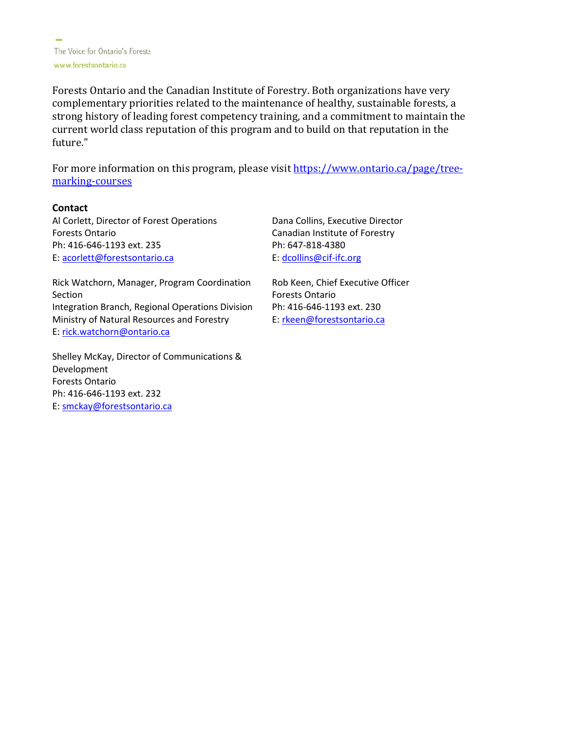Forests Ontario and the Canadian Institute of Forestry. Both organizations have very complementary priorities related to the maintenance of healthy, sustainable forests, a strong history of leading forest competency training, and a commitment to maintain the current world class reputation of this program and to build on that reputation in the future."

For more information on this program, please visit https://www.ontario.ca/page/tree-marking-courses

**Contact**

Al Corlett, Director of Forest Operations
Forests Ontario
Ph: 416-646-1193 ext. 235
E: acorlett@forestsontario.ca

Rick Watchorn, Manager, Program Coordination Section
Integration Branch, Regional Operations Division
Ministry of Natural Resources and Forestry
E: rick.watchorn@ontario.ca

Shelley McKay, Director of Communications & Development
Forests Ontario
Ph: 416-646-1193 ext. 232
E: smckay@forestsontario.ca

Dana Collins, Executive Director
Canadian Institute of Forestry
Ph: 647-818-4380
E: dcollins@cif-ifc.org

Rob Keen, Chief Executive Officer
Forests Ontario
Ph: 416-646-1193 ext. 230
E: rkeen@forestsontario.ca